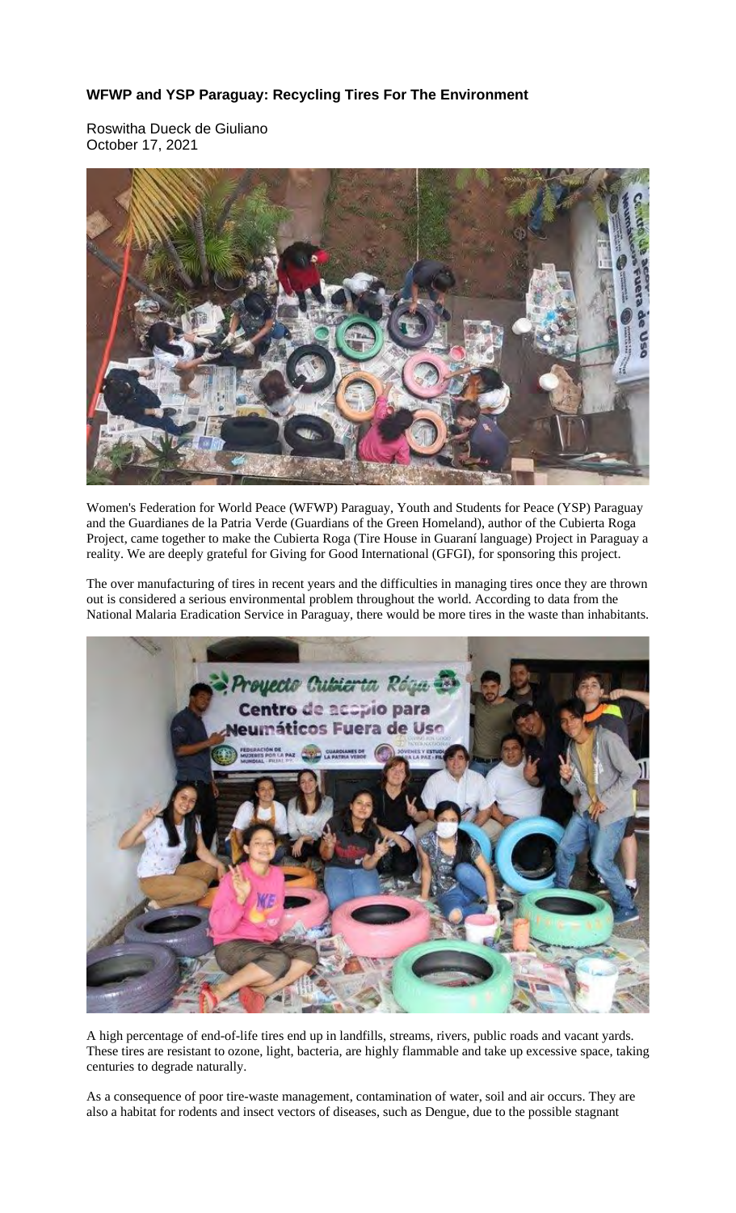**WFWP and YSP Paraguay: Recycling Tires For The Environment**

Roswitha Dueck de Giuliano
October 17, 2021

Women's Federation for World Peace (WFWP) Paraguay, Youth and Students for Peace (YSP) Paraguay and the Guardianes de la Patria Verde (Guardians of the Green Homeland), author of the Cubierta Roga Project, came together to make the Cubierta Roga (Tire House in Guaraní language) Project in Paraguay a reality. We are deeply grateful for Giving for Good International (GFGI), for sponsoring this project.

The over manufacturing of tires in recent years and the difficulties in managing tires once they are thrown out is considered a serious environmental problem throughout the world. According to data from the National Malaria Eradication Service in Paraguay, there would be more tires in the waste than inhabitants.

A high percentage of end-of-life tires end up in landfills, streams, rivers, public roads and vacant yards. These tires are resistant to ozone, light, bacteria, are highly flammable and take up excessive space, taking centuries to degrade naturally.

As a consequence of poor tire-waste management, contamination of water, soil and air occurs. They are also a habitat for rodents and insect vectors of diseases, such as Dengue, due to the possible stagnant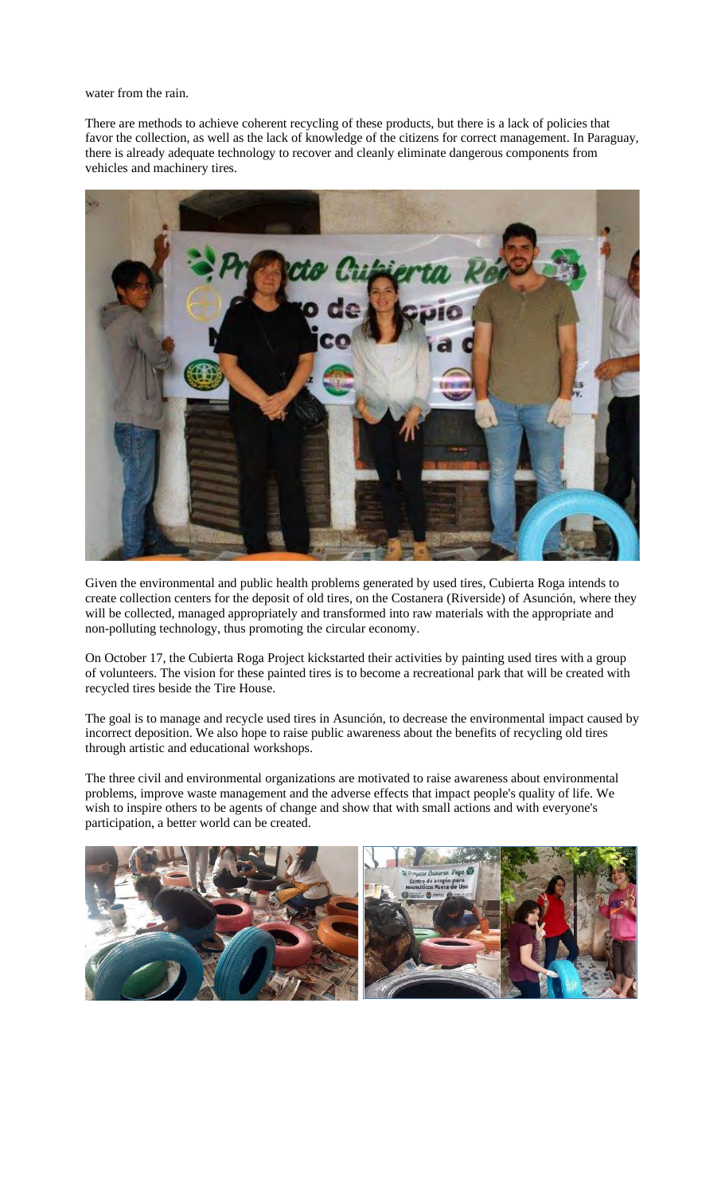water from the rain.

There are methods to achieve coherent recycling of these products, but there is a lack of policies that favor the collection, as well as the lack of knowledge of the citizens for correct management. In Paraguay, there is already adequate technology to recover and cleanly eliminate dangerous components from vehicles and machinery tires.

Given the environmental and public health problems generated by used tires, Cubierta Roga intends to create collection centers for the deposit of old tires, on the Costanera (Riverside) of Asunción, where they will be collected, managed appropriately and transformed into raw materials with the appropriate and non-polluting technology, thus promoting the circular economy.

On October 17, the Cubierta Roga Project kickstarted their activities by painting used tires with a group of volunteers. The vision for these painted tires is to become a recreational park that will be created with recycled tires beside the Tire House.

The goal is to manage and recycle used tires in Asunción, to decrease the environmental impact caused by incorrect deposition. We also hope to raise public awareness about the benefits of recycling old tires through artistic and educational workshops.

The three civil and environmental organizations are motivated to raise awareness about environmental problems, improve waste management and the adverse effects that impact people's quality of life. We wish to inspire others to be agents of change and show that with small actions and with everyone's participation, a better world can be created.